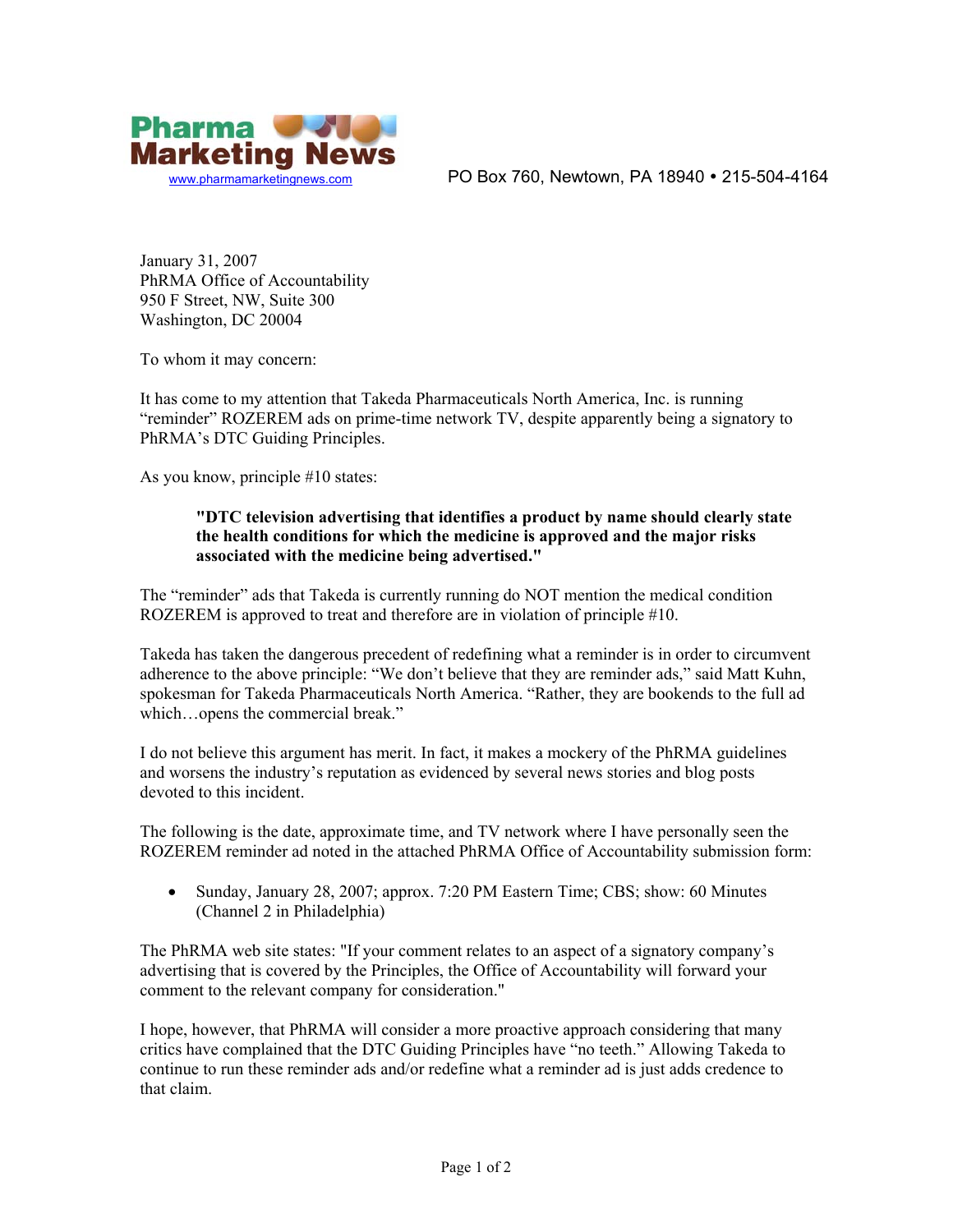**Pharma Marketing News**
www.pharmamarketingnews.com

PO Box 760, Newtown, PA 18940 • 215-504-4164

January 31, 2007
PhRMA Office of Accountability
950 F Street, NW, Suite 300
Washington, DC 20004

To whom it may concern:

It has come to my attention that Takeda Pharmaceuticals North America, Inc. is running "reminder" ROZEREM ads on prime-time network TV, despite apparently being a signatory to PhRMA's DTC Guiding Principles.

As you know, principle #10 states:

> **"DTC television advertising that identifies a product by name should clearly state the health conditions for which the medicine is approved and the major risks associated with the medicine being advertised."**

The "reminder" ads that Takeda is currently running do NOT mention the medical condition ROZEREM is approved to treat and therefore are in violation of principle #10.

Takeda has taken the dangerous precedent of redefining what a reminder is in order to circumvent adherence to the above principle: "We don't believe that they are reminder ads," said Matt Kuhn, spokesman for Takeda Pharmaceuticals North America. "Rather, they are bookends to the full ad which…opens the commercial break."

I do not believe this argument has merit. In fact, it makes a mockery of the PhRMA guidelines and worsens the industry's reputation as evidenced by several news stories and blog posts devoted to this incident.

The following is the date, approximate time, and TV network where I have personally seen the ROZEREM reminder ad noted in the attached PhRMA Office of Accountability submission form:

- Sunday, January 28, 2007; approx. 7:20 PM Eastern Time; CBS; show: 60 Minutes (Channel 2 in Philadelphia)

The PhRMA web site states: "If your comment relates to an aspect of a signatory company's advertising that is covered by the Principles, the Office of Accountability will forward your comment to the relevant company for consideration."

I hope, however, that PhRMA will consider a more proactive approach considering that many critics have complained that the DTC Guiding Principles have "no teeth." Allowing Takeda to continue to run these reminder ads and/or redefine what a reminder ad is just adds credence to that claim.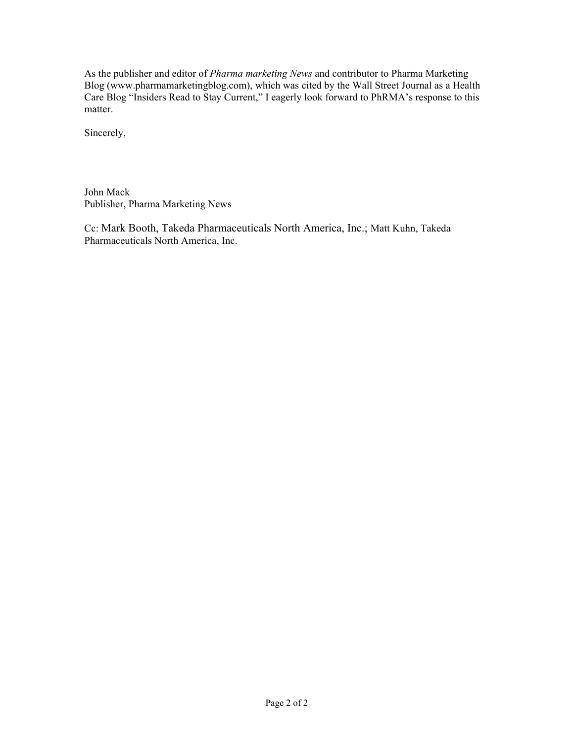As the publisher and editor of *Pharma marketing News* and contributor to Pharma Marketing Blog (www.pharmamarketingblog.com), which was cited by the Wall Street Journal as a Health Care Blog "Insiders Read to Stay Current," I eagerly look forward to PhRMA's response to this matter.

Sincerely,

John Mack
Publisher, Pharma Marketing News

Cc: Mark Booth, Takeda Pharmaceuticals North America, Inc.; Matt Kuhn, Takeda Pharmaceuticals North America, Inc.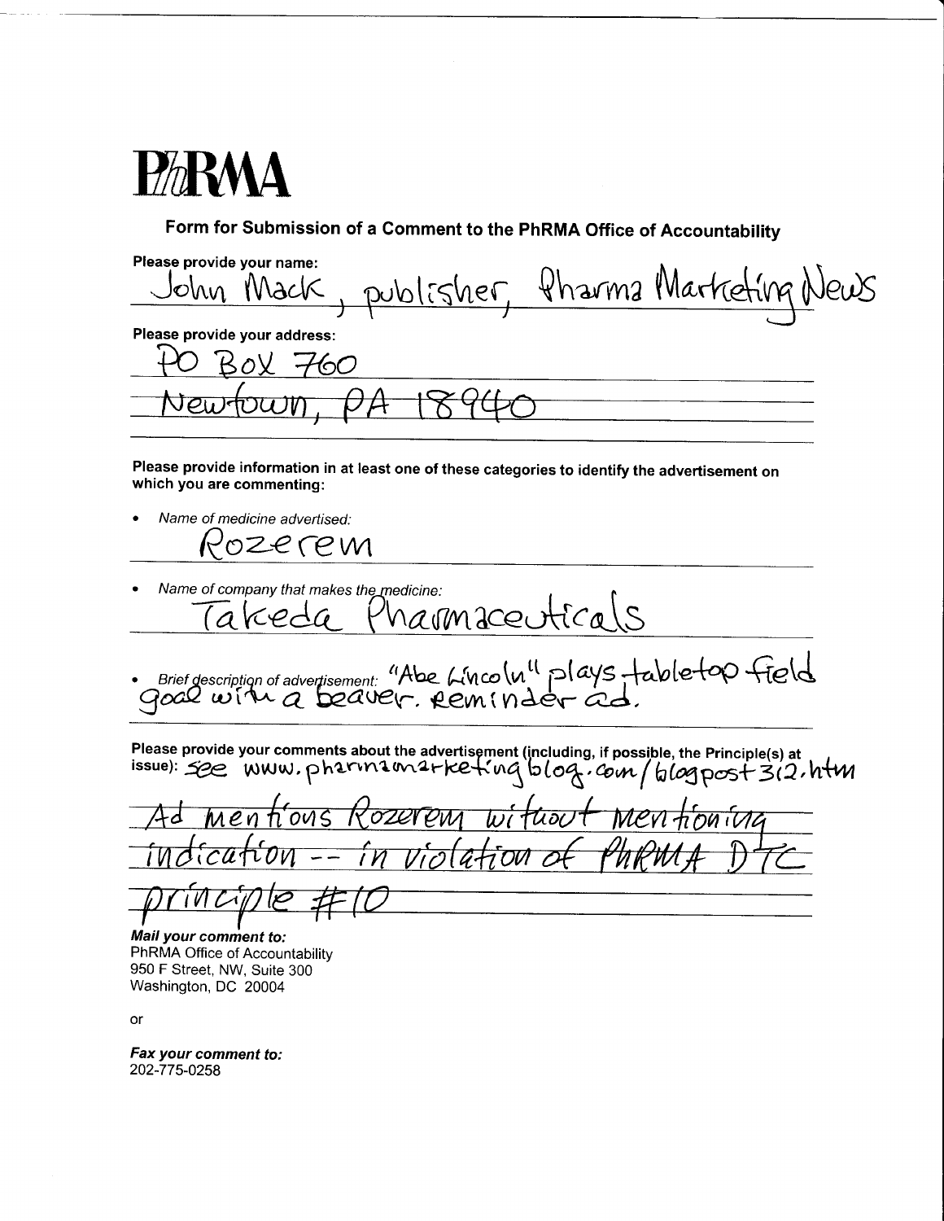# PhRMA

**Form for Submission of a Comment to the PhRMA Office of Accountability**

**Please provide your name:**
John Mack, publisher, Pharma Marketing News

**Please provide your address:**
PO Box 760
Newtown, PA 18940

**Please provide information in at least one of these categories to identify the advertisement on which you are commenting:**

- *Name of medicine advertised:*
  Rozerem
- *Name of company that makes the medicine:*
  Takeda Pharmaceuticals
- *Brief description of advertisement:* "Abe Lincoln" plays tabletop field goal with a beaver. reminder ad.

**Please provide your comments about the advertisement (including, if possible, the Principle(s) at issue):** see www.pharmamarketingblog.com/blogpost312.htm

Ad mentions Rozerem without mentioning indication -- in violation of PhRMA DTC principle #10

***Mail your comment to:***
PhRMA Office of Accountability
950 F Street, NW, Suite 300
Washington, DC 20004

or

***Fax your comment to:***
202-775-0258